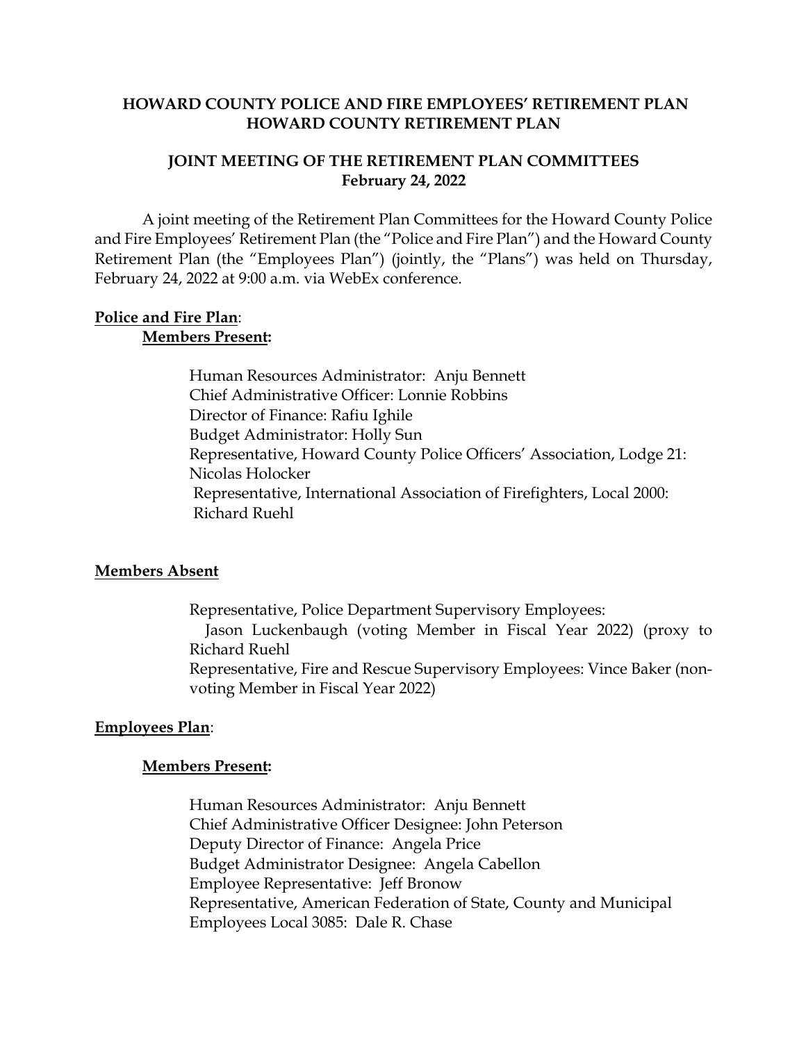**HOWARD COUNTY POLICE AND FIRE EMPLOYEES' RETIREMENT PLAN**
**HOWARD COUNTY RETIREMENT PLAN**

**JOINT MEETING OF THE RETIREMENT PLAN COMMITTEES**
**February 24, 2022**

A joint meeting of the Retirement Plan Committees for the Howard County Police and Fire Employees' Retirement Plan (the "Police and Fire Plan") and the Howard County Retirement Plan (the "Employees Plan") (jointly, the "Plans") was held on Thursday, February 24, 2022 at 9:00 a.m. via WebEx conference.

**Police and Fire Plan**:

**Members Present:**

Human Resources Administrator: Anju Bennett
Chief Administrative Officer: Lonnie Robbins
Director of Finance: Rafiu Ighile
Budget Administrator: Holly Sun
Representative, Howard County Police Officers' Association, Lodge 21: Nicolas Holocker
Representative, International Association of Firefighters, Local 2000: Richard Ruehl

**Members Absent**

Representative, Police Department Supervisory Employees: Jason Luckenbaugh (voting Member in Fiscal Year 2022) (proxy to Richard Ruehl
Representative, Fire and Rescue Supervisory Employees: Vince Baker (non-voting Member in Fiscal Year 2022)

**Employees Plan**:

**Members Present:**

Human Resources Administrator: Anju Bennett
Chief Administrative Officer Designee: John Peterson
Deputy Director of Finance: Angela Price
Budget Administrator Designee: Angela Cabellon
Employee Representative: Jeff Bronow
Representative, American Federation of State, County and Municipal Employees Local 3085: Dale R. Chase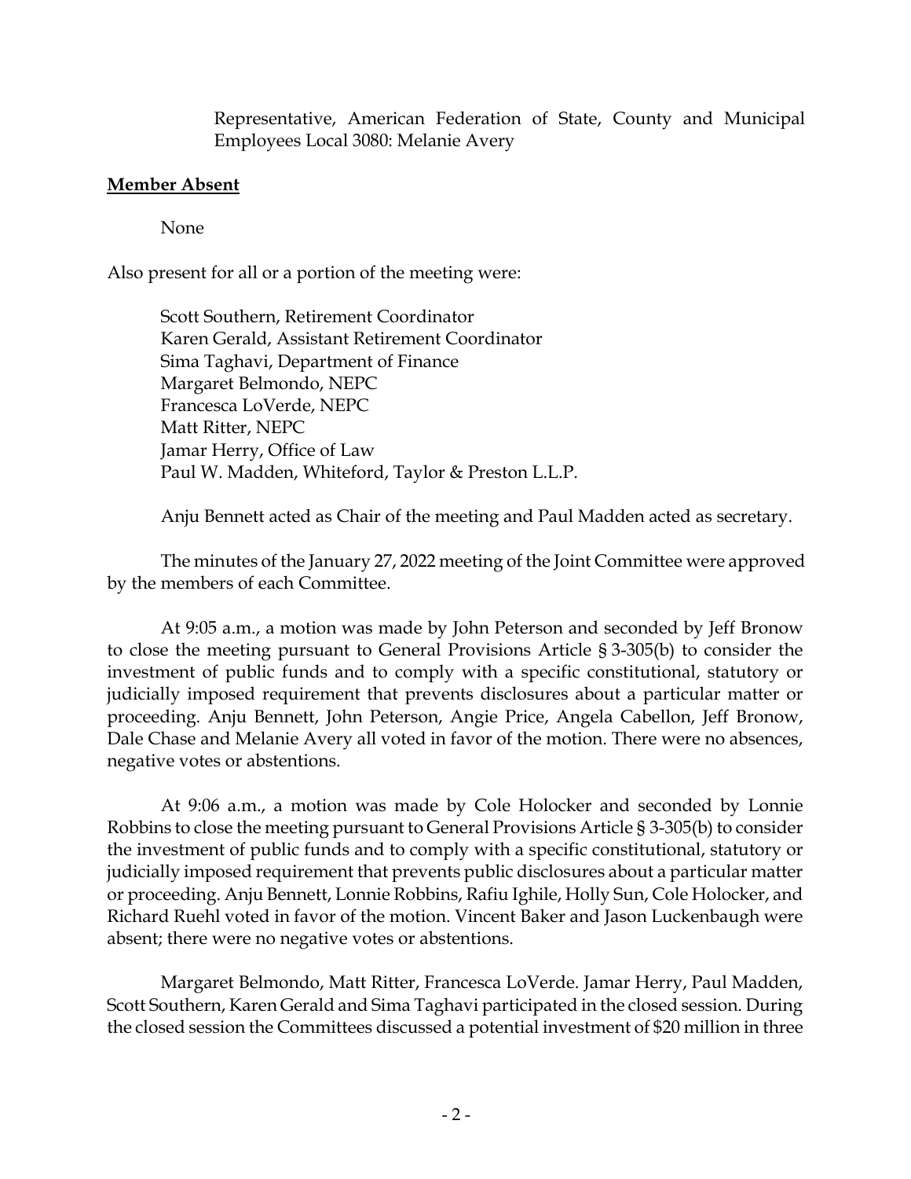Representative, American Federation of State, County and Municipal Employees Local 3080: Melanie Avery

**Member Absent**

None

Also present for all or a portion of the meeting were:

Scott Southern, Retirement Coordinator
Karen Gerald, Assistant Retirement Coordinator
Sima Taghavi, Department of Finance
Margaret Belmondo, NEPC
Francesca LoVerde, NEPC
Matt Ritter, NEPC
Jamar Herry, Office of Law
Paul W. Madden, Whiteford, Taylor & Preston L.L.P.

Anju Bennett acted as Chair of the meeting and Paul Madden acted as secretary.

The minutes of the January 27, 2022 meeting of the Joint Committee were approved by the members of each Committee.

At 9:05 a.m., a motion was made by John Peterson and seconded by Jeff Bronow to close the meeting pursuant to General Provisions Article § 3-305(b) to consider the investment of public funds and to comply with a specific constitutional, statutory or judicially imposed requirement that prevents disclosures about a particular matter or proceeding. Anju Bennett, John Peterson, Angie Price, Angela Cabellon, Jeff Bronow, Dale Chase and Melanie Avery all voted in favor of the motion. There were no absences, negative votes or abstentions.

At 9:06 a.m., a motion was made by Cole Holocker and seconded by Lonnie Robbins to close the meeting pursuant to General Provisions Article § 3-305(b) to consider the investment of public funds and to comply with a specific constitutional, statutory or judicially imposed requirement that prevents public disclosures about a particular matter or proceeding. Anju Bennett, Lonnie Robbins, Rafiu Ighile, Holly Sun, Cole Holocker, and Richard Ruehl voted in favor of the motion. Vincent Baker and Jason Luckenbaugh were absent; there were no negative votes or abstentions.

Margaret Belmondo, Matt Ritter, Francesca LoVerde. Jamar Herry, Paul Madden, Scott Southern, Karen Gerald and Sima Taghavi participated in the closed session. During the closed session the Committees discussed a potential investment of $20 million in three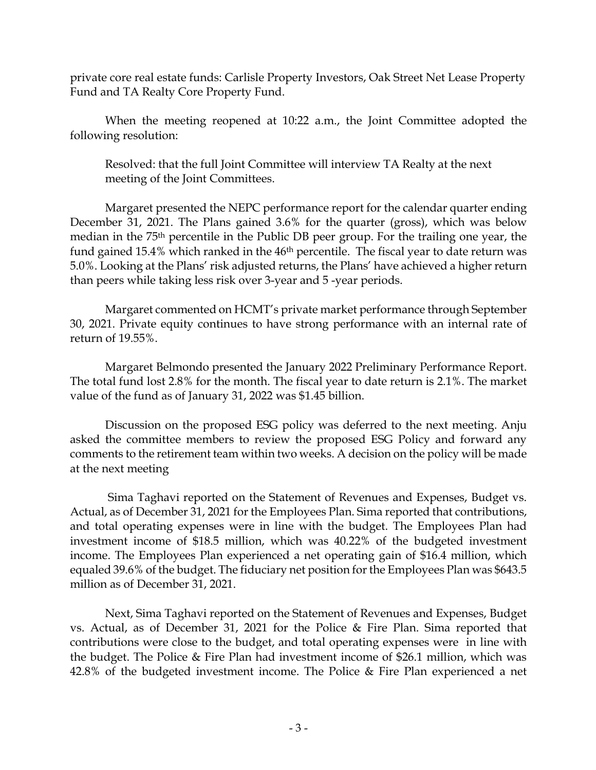private core real estate funds: Carlisle Property Investors, Oak Street Net Lease Property Fund and TA Realty Core Property Fund.

When the meeting reopened at 10:22 a.m., the Joint Committee adopted the following resolution:

> Resolved: that the full Joint Committee will interview TA Realty at the next meeting of the Joint Committees.

Margaret presented the NEPC performance report for the calendar quarter ending December 31, 2021. The Plans gained 3.6% for the quarter (gross), which was below median in the 75th percentile in the Public DB peer group. For the trailing one year, the fund gained 15.4% which ranked in the 46th percentile. The fiscal year to date return was 5.0%. Looking at the Plans' risk adjusted returns, the Plans' have achieved a higher return than peers while taking less risk over 3-year and 5 -year periods.

Margaret commented on HCMT's private market performance through September 30, 2021. Private equity continues to have strong performance with an internal rate of return of 19.55%.

Margaret Belmondo presented the January 2022 Preliminary Performance Report. The total fund lost 2.8% for the month. The fiscal year to date return is 2.1%. The market value of the fund as of January 31, 2022 was $1.45 billion.

Discussion on the proposed ESG policy was deferred to the next meeting. Anju asked the committee members to review the proposed ESG Policy and forward any comments to the retirement team within two weeks. A decision on the policy will be made at the next meeting

Sima Taghavi reported on the Statement of Revenues and Expenses, Budget vs. Actual, as of December 31, 2021 for the Employees Plan. Sima reported that contributions, and total operating expenses were in line with the budget. The Employees Plan had investment income of $18.5 million, which was 40.22% of the budgeted investment income. The Employees Plan experienced a net operating gain of $16.4 million, which equaled 39.6% of the budget. The fiduciary net position for the Employees Plan was $643.5 million as of December 31, 2021.

Next, Sima Taghavi reported on the Statement of Revenues and Expenses, Budget vs. Actual, as of December 31, 2021 for the Police & Fire Plan. Sima reported that contributions were close to the budget, and total operating expenses were in line with the budget. The Police & Fire Plan had investment income of $26.1 million, which was 42.8% of the budgeted investment income. The Police & Fire Plan experienced a net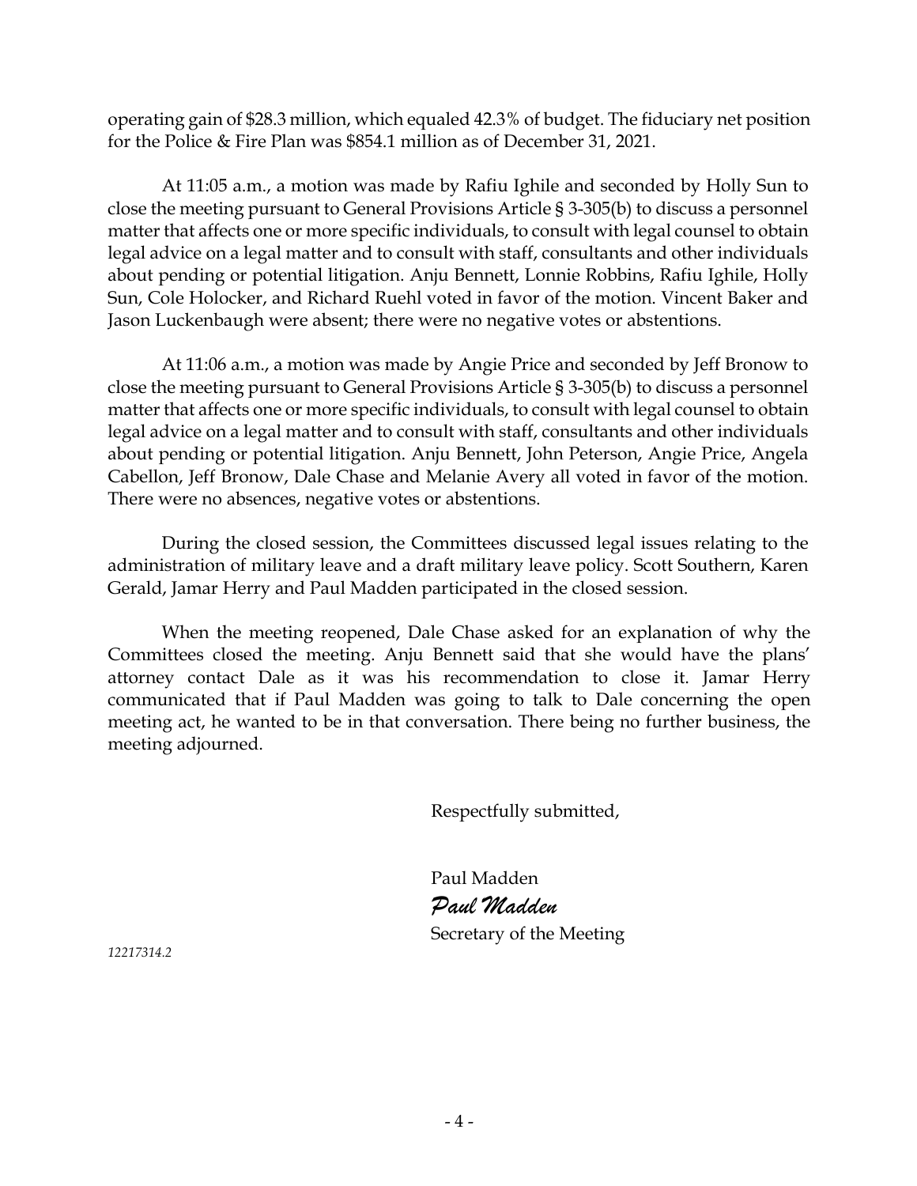operating gain of $28.3 million, which equaled 42.3% of budget. The fiduciary net position for the Police & Fire Plan was $854.1 million as of December 31, 2021.

At 11:05 a.m., a motion was made by Rafiu Ighile and seconded by Holly Sun to close the meeting pursuant to General Provisions Article § 3-305(b) to discuss a personnel matter that affects one or more specific individuals, to consult with legal counsel to obtain legal advice on a legal matter and to consult with staff, consultants and other individuals about pending or potential litigation. Anju Bennett, Lonnie Robbins, Rafiu Ighile, Holly Sun, Cole Holocker, and Richard Ruehl voted in favor of the motion. Vincent Baker and Jason Luckenbaugh were absent; there were no negative votes or abstentions.

At 11:06 a.m., a motion was made by Angie Price and seconded by Jeff Bronow to close the meeting pursuant to General Provisions Article § 3-305(b) to discuss a personnel matter that affects one or more specific individuals, to consult with legal counsel to obtain legal advice on a legal matter and to consult with staff, consultants and other individuals about pending or potential litigation. Anju Bennett, John Peterson, Angie Price, Angela Cabellon, Jeff Bronow, Dale Chase and Melanie Avery all voted in favor of the motion. There were no absences, negative votes or abstentions.

During the closed session, the Committees discussed legal issues relating to the administration of military leave and a draft military leave policy. Scott Southern, Karen Gerald, Jamar Herry and Paul Madden participated in the closed session.

When the meeting reopened, Dale Chase asked for an explanation of why the Committees closed the meeting. Anju Bennett said that she would have the plans' attorney contact Dale as it was his recommendation to close it. Jamar Herry communicated that if Paul Madden was going to talk to Dale concerning the open meeting act, he wanted to be in that conversation. There being no further business, the meeting adjourned.

Respectfully submitted,

Paul Madden
*Paul Madden*
Secretary of the Meeting

*12217314.2*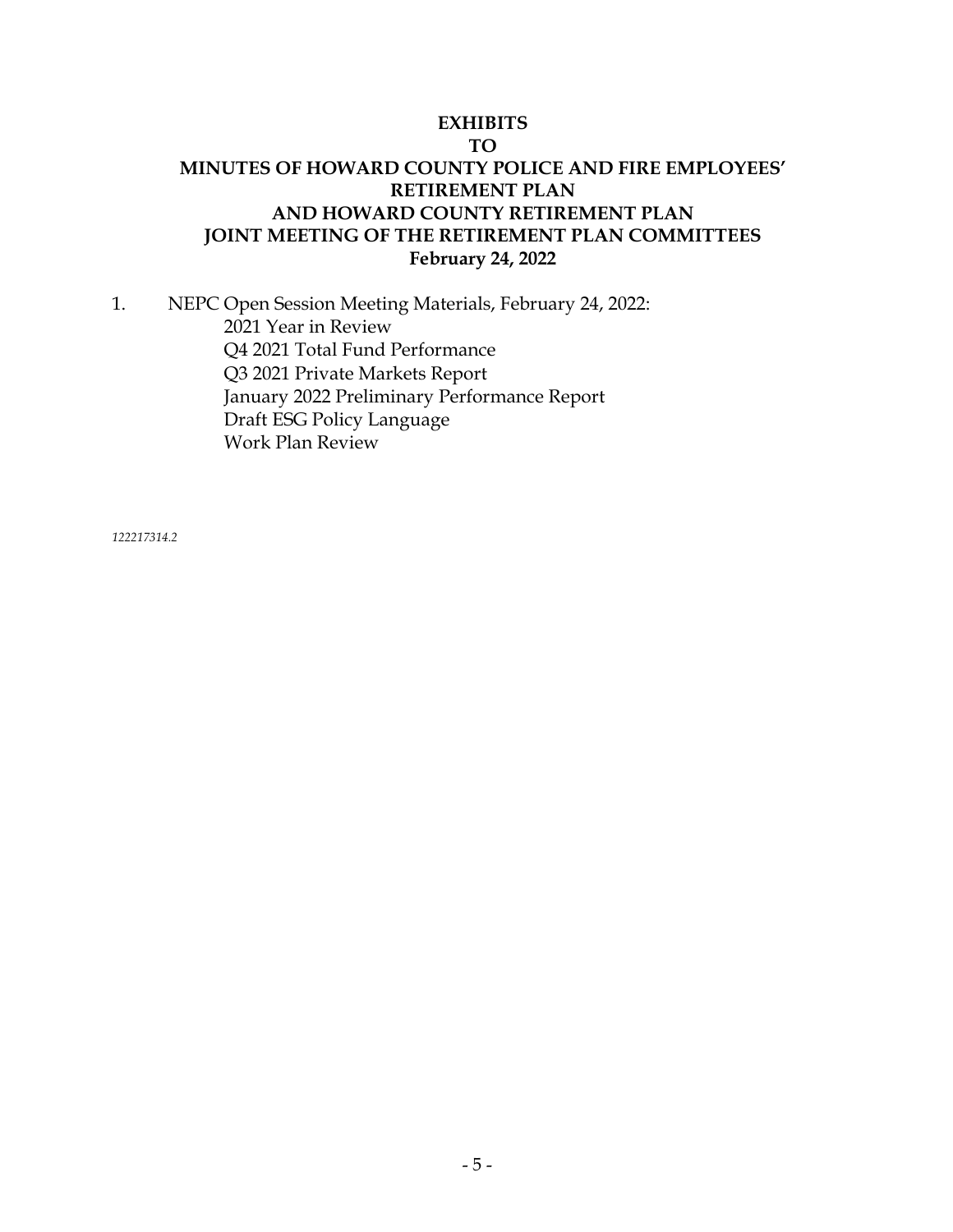**EXHIBITS**
**TO**
**MINUTES OF HOWARD COUNTY POLICE AND FIRE EMPLOYEES' RETIREMENT PLAN**
**AND HOWARD COUNTY RETIREMENT PLAN**
**JOINT MEETING OF THE RETIREMENT PLAN COMMITTEES**
**February 24, 2022**

1. NEPC Open Session Meeting Materials, February 24, 2022:
   - 2021 Year in Review
   - Q4 2021 Total Fund Performance
   - Q3 2021 Private Markets Report
   - January 2022 Preliminary Performance Report
   - Draft ESG Policy Language
   - Work Plan Review

*122217314.2*